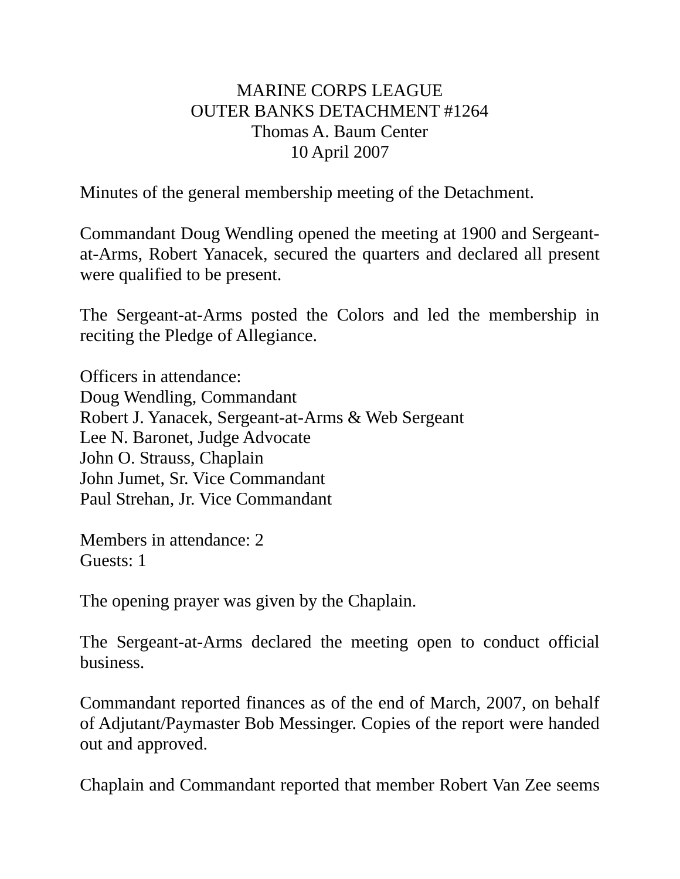MARINE CORPS LEAGUE
OUTER BANKS DETACHMENT #1264
Thomas A. Baum Center
10 April 2007

Minutes of the general membership meeting of the Detachment.

Commandant Doug Wendling opened the meeting at 1900 and Sergeant-at-Arms, Robert Yanacek, secured the quarters and declared all present were qualified to be present.

The Sergeant-at-Arms posted the Colors and led the membership in reciting the Pledge of Allegiance.

Officers in attendance:
Doug Wendling, Commandant
Robert J. Yanacek, Sergeant-at-Arms & Web Sergeant
Lee N. Baronet, Judge Advocate
John O. Strauss, Chaplain
John Jumet, Sr. Vice Commandant
Paul Strehan, Jr. Vice Commandant

Members in attendance: 2
Guests: 1

The opening prayer was given by the Chaplain.

The Sergeant-at-Arms declared the meeting open to conduct official business.

Commandant reported finances as of the end of March, 2007, on behalf of Adjutant/Paymaster Bob Messinger. Copies of the report were handed out and approved.

Chaplain and Commandant reported that member Robert Van Zee seems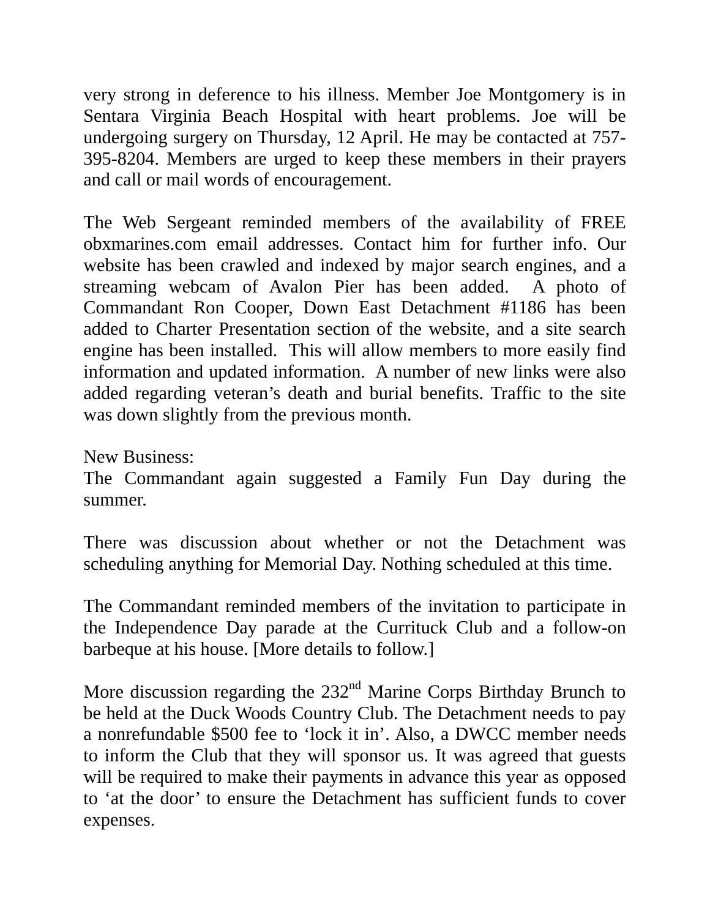very strong in deference to his illness. Member Joe Montgomery is in Sentara Virginia Beach Hospital with heart problems. Joe will be undergoing surgery on Thursday, 12 April. He may be contacted at 757-395-8204. Members are urged to keep these members in their prayers and call or mail words of encouragement.

The Web Sergeant reminded members of the availability of FREE obxmarines.com email addresses. Contact him for further info. Our website has been crawled and indexed by major search engines, and a streaming webcam of Avalon Pier has been added.  A photo of Commandant Ron Cooper, Down East Detachment #1186 has been added to Charter Presentation section of the website, and a site search engine has been installed.  This will allow members to more easily find information and updated information.  A number of new links were also added regarding veteran's death and burial benefits. Traffic to the site was down slightly from the previous month.

New Business:
The Commandant again suggested a Family Fun Day during the summer.

There was discussion about whether or not the Detachment was scheduling anything for Memorial Day. Nothing scheduled at this time.

The Commandant reminded members of the invitation to participate in the Independence Day parade at the Currituck Club and a follow-on barbeque at his house. [More details to follow.]

More discussion regarding the 232nd Marine Corps Birthday Brunch to be held at the Duck Woods Country Club. The Detachment needs to pay a nonrefundable $500 fee to 'lock it in'. Also, a DWCC member needs to inform the Club that they will sponsor us. It was agreed that guests will be required to make their payments in advance this year as opposed to 'at the door' to ensure the Detachment has sufficient funds to cover expenses.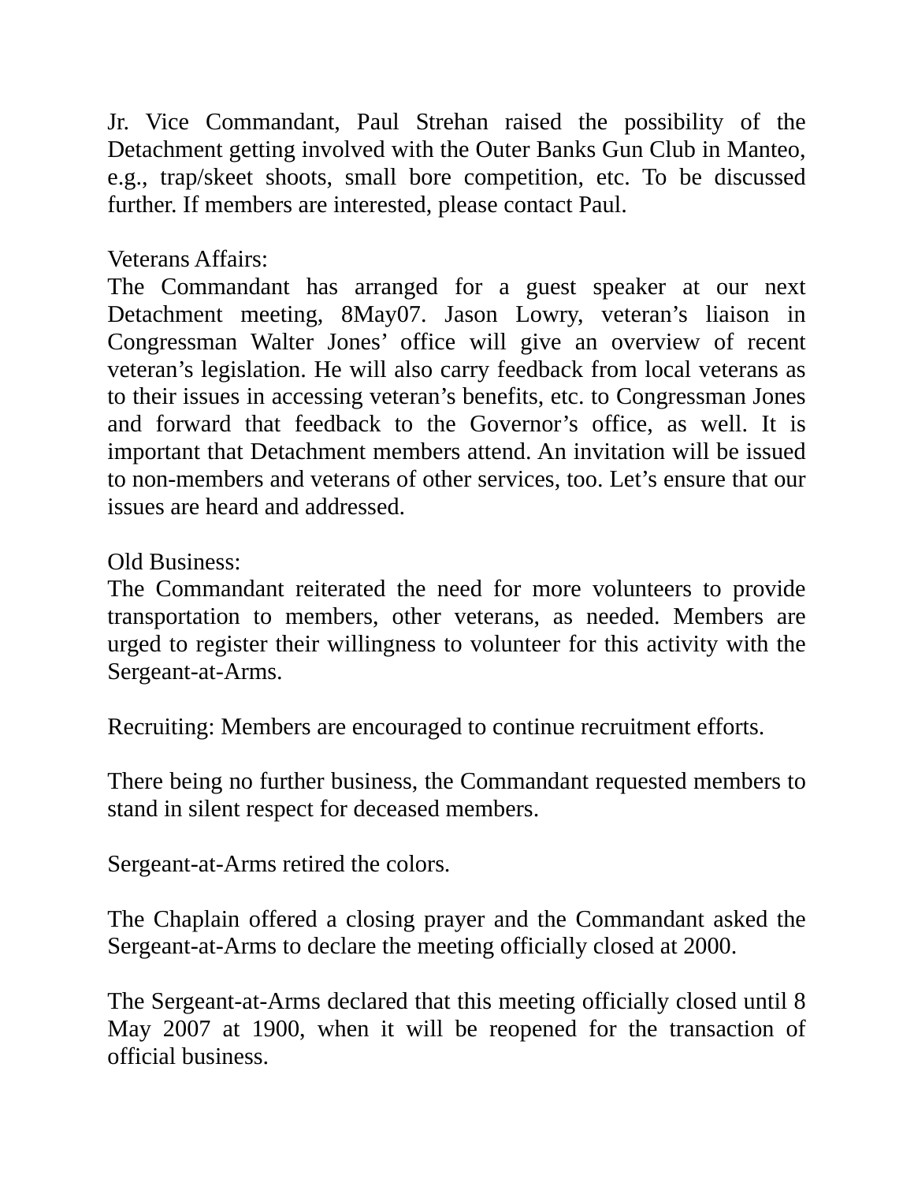Jr. Vice Commandant, Paul Strehan raised the possibility of the Detachment getting involved with the Outer Banks Gun Club in Manteo, e.g., trap/skeet shoots, small bore competition, etc. To be discussed further. If members are interested, please contact Paul.

Veterans Affairs:
The Commandant has arranged for a guest speaker at our next Detachment meeting, 8May07. Jason Lowry, veteran's liaison in Congressman Walter Jones' office will give an overview of recent veteran's legislation. He will also carry feedback from local veterans as to their issues in accessing veteran's benefits, etc. to Congressman Jones and forward that feedback to the Governor's office, as well. It is important that Detachment members attend. An invitation will be issued to non-members and veterans of other services, too. Let's ensure that our issues are heard and addressed.

Old Business:
The Commandant reiterated the need for more volunteers to provide transportation to members, other veterans, as needed. Members are urged to register their willingness to volunteer for this activity with the Sergeant-at-Arms.

Recruiting: Members are encouraged to continue recruitment efforts.

There being no further business, the Commandant requested members to stand in silent respect for deceased members.

Sergeant-at-Arms retired the colors.

The Chaplain offered a closing prayer and the Commandant asked the Sergeant-at-Arms to declare the meeting officially closed at 2000.

The Sergeant-at-Arms declared that this meeting officially closed until 8 May 2007 at 1900, when it will be reopened for the transaction of official business.